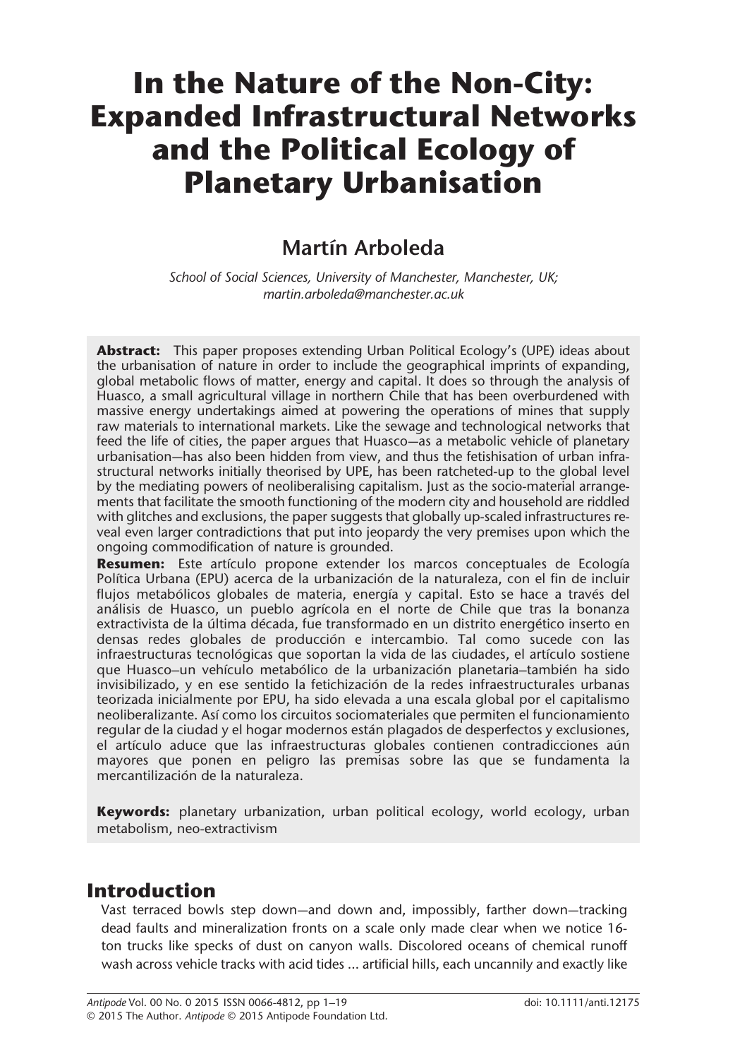# In the Nature of the Non-City: Expanded Infrastructural Networks and the Political Ecology of Planetary Urbanisation

## Martín Arboleda

*School of Social Sciences, University of Manchester, Manchester, UK; martin.arboleda@manchester.ac.uk*

**Abstract:** This paper proposes extending Urban Political Ecology's (UPE) ideas about the urbanisation of nature in order to include the geographical imprints of expanding, global metabolic flows of matter, energy and capital. It does so through the analysis of Huasco, a small agricultural village in northern Chile that has been overburdened with massive energy undertakings aimed at powering the operations of mines that supply raw materials to international markets. Like the sewage and technological networks that feed the life of cities, the paper argues that Huasco—as a metabolic vehicle of planetary urbanisation—has also been hidden from view, and thus the fetishisation of urban infrastructural networks initially theorised by UPE, has been ratcheted-up to the global level by the mediating powers of neoliberalising capitalism. Just as the socio-material arrangements that facilitate the smooth functioning of the modern city and household are riddled with glitches and exclusions, the paper suggests that globally up-scaled infrastructures reveal even larger contradictions that put into jeopardy the very premises upon which the ongoing commodification of nature is grounded.

**Resumen:** Este artículo propone extender los marcos conceptuales de Ecología Política Urbana (EPU) acerca de la urbanización de la naturaleza, con el fin de incluir flujos metabólicos globales de materia, energía y capital. Esto se hace a través del análisis de Huasco, un pueblo agrícola en el norte de Chile que tras la bonanza extractivista de la última década, fue transformado en un distrito energético inserto en densas redes globales de producción e intercambio. Tal como sucede con las infraestructuras tecnológicas que soportan la vida de las ciudades, el artículo sostiene que Huasco–un vehículo metabólico de la urbanización planetaria–también ha sido invisibilizado, y en ese sentido la fetichización de la redes infraestructurales urbanas teorizada inicialmente por EPU, ha sido elevada a una escala global por el capitalismo neoliberalizante. Así como los circuitos sociomateriales que permiten el funcionamiento regular de la ciudad y el hogar modernos están plagados de desperfectos y exclusiones, el artículo aduce que las infraestructuras globales contienen contradicciones aún mayores que ponen en peligro las premisas sobre las que se fundamenta la mercantilización de la naturaleza.

**Keywords:** planetary urbanization, urban political ecology, world ecology, urban metabolism, neo-extractivism

## Introduction

Vast terraced bowls step down—and down and, impossibly, farther down—tracking dead faults and mineralization fronts on a scale only made clear when we notice 16-ton trucks like specks of dust on canyon walls. Discolored oceans of chemical runoff wash across vehicle tracks with acid tides ... artificial hills, each uncannily and exactly like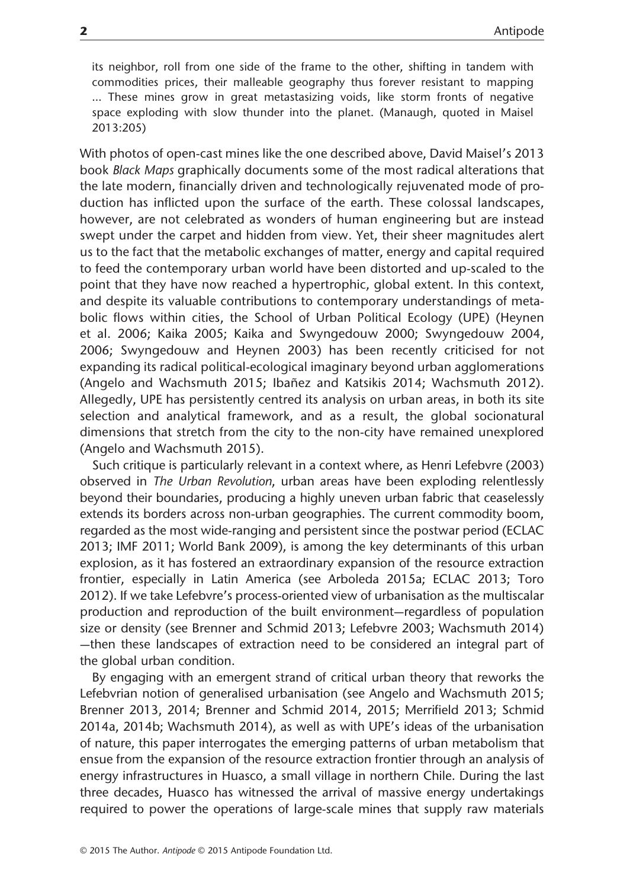> its neighbor, roll from one side of the frame to the other, shifting in tandem with commodities prices, their malleable geography thus forever resistant to mapping ... These mines grow in great metastasizing voids, like storm fronts of negative space exploding with slow thunder into the planet. (Manaugh, quoted in Maisel 2013:205)

With photos of open-cast mines like the one described above, David Maisel's 2013 book *Black Maps* graphically documents some of the most radical alterations that the late modern, financially driven and technologically rejuvenated mode of production has inflicted upon the surface of the earth. These colossal landscapes, however, are not celebrated as wonders of human engineering but are instead swept under the carpet and hidden from view. Yet, their sheer magnitudes alert us to the fact that the metabolic exchanges of matter, energy and capital required to feed the contemporary urban world have been distorted and up-scaled to the point that they have now reached a hypertrophic, global extent. In this context, and despite its valuable contributions to contemporary understandings of metabolic flows within cities, the School of Urban Political Ecology (UPE) (Heynen et al. 2006; Kaika 2005; Kaika and Swyngedouw 2000; Swyngedouw 2004, 2006; Swyngedouw and Heynen 2003) has been recently criticised for not expanding its radical political-ecological imaginary beyond urban agglomerations (Angelo and Wachsmuth 2015; Ibañez and Katsikis 2014; Wachsmuth 2012). Allegedly, UPE has persistently centred its analysis on urban areas, in both its site selection and analytical framework, and as a result, the global socionatural dimensions that stretch from the city to the non-city have remained unexplored (Angelo and Wachsmuth 2015).

Such critique is particularly relevant in a context where, as Henri Lefebvre (2003) observed in *The Urban Revolution*, urban areas have been exploding relentlessly beyond their boundaries, producing a highly uneven urban fabric that ceaselessly extends its borders across non-urban geographies. The current commodity boom, regarded as the most wide-ranging and persistent since the postwar period (ECLAC 2013; IMF 2011; World Bank 2009), is among the key determinants of this urban explosion, as it has fostered an extraordinary expansion of the resource extraction frontier, especially in Latin America (see Arboleda 2015a; ECLAC 2013; Toro 2012). If we take Lefebvre's process-oriented view of urbanisation as the multiscalar production and reproduction of the built environment—regardless of population size or density (see Brenner and Schmid 2013; Lefebvre 2003; Wachsmuth 2014)—then these landscapes of extraction need to be considered an integral part of the global urban condition.

By engaging with an emergent strand of critical urban theory that reworks the Lefebvrian notion of generalised urbanisation (see Angelo and Wachsmuth 2015; Brenner 2013, 2014; Brenner and Schmid 2014, 2015; Merrifield 2013; Schmid 2014a, 2014b; Wachsmuth 2014), as well as with UPE's ideas of the urbanisation of nature, this paper interrogates the emerging patterns of urban metabolism that ensue from the expansion of the resource extraction frontier through an analysis of energy infrastructures in Huasco, a small village in northern Chile. During the last three decades, Huasco has witnessed the arrival of massive energy undertakings required to power the operations of large-scale mines that supply raw materials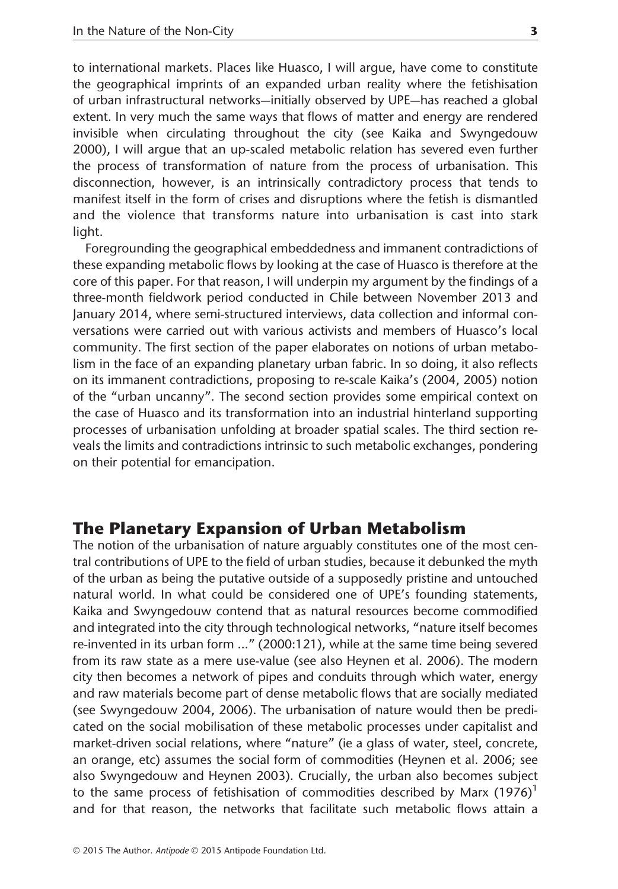to international markets. Places like Huasco, I will argue, have come to constitute the geographical imprints of an expanded urban reality where the fetishisation of urban infrastructural networks—initially observed by UPE—has reached a global extent. In very much the same ways that flows of matter and energy are rendered invisible when circulating throughout the city (see Kaika and Swyngedouw 2000), I will argue that an up-scaled metabolic relation has severed even further the process of transformation of nature from the process of urbanisation. This disconnection, however, is an intrinsically contradictory process that tends to manifest itself in the form of crises and disruptions where the fetish is dismantled and the violence that transforms nature into urbanisation is cast into stark light.

Foregrounding the geographical embeddedness and immanent contradictions of these expanding metabolic flows by looking at the case of Huasco is therefore at the core of this paper. For that reason, I will underpin my argument by the findings of a three-month fieldwork period conducted in Chile between November 2013 and January 2014, where semi-structured interviews, data collection and informal conversations were carried out with various activists and members of Huasco's local community. The first section of the paper elaborates on notions of urban metabolism in the face of an expanding planetary urban fabric. In so doing, it also reflects on its immanent contradictions, proposing to re-scale Kaika's (2004, 2005) notion of the "urban uncanny". The second section provides some empirical context on the case of Huasco and its transformation into an industrial hinterland supporting processes of urbanisation unfolding at broader spatial scales. The third section reveals the limits and contradictions intrinsic to such metabolic exchanges, pondering on their potential for emancipation.

## The Planetary Expansion of Urban Metabolism

The notion of the urbanisation of nature arguably constitutes one of the most central contributions of UPE to the field of urban studies, because it debunked the myth of the urban as being the putative outside of a supposedly pristine and untouched natural world. In what could be considered one of UPE's founding statements, Kaika and Swyngedouw contend that as natural resources become commodified and integrated into the city through technological networks, "nature itself becomes re-invented in its urban form ..." (2000:121), while at the same time being severed from its raw state as a mere use-value (see also Heynen et al. 2006). The modern city then becomes a network of pipes and conduits through which water, energy and raw materials become part of dense metabolic flows that are socially mediated (see Swyngedouw 2004, 2006). The urbanisation of nature would then be predicated on the social mobilisation of these metabolic processes under capitalist and market-driven social relations, where "nature" (ie a glass of water, steel, concrete, an orange, etc) assumes the social form of commodities (Heynen et al. 2006; see also Swyngedouw and Heynen 2003). Crucially, the urban also becomes subject to the same process of fetishisation of commodities described by Marx (1976)[1] and for that reason, the networks that facilitate such metabolic flows attain a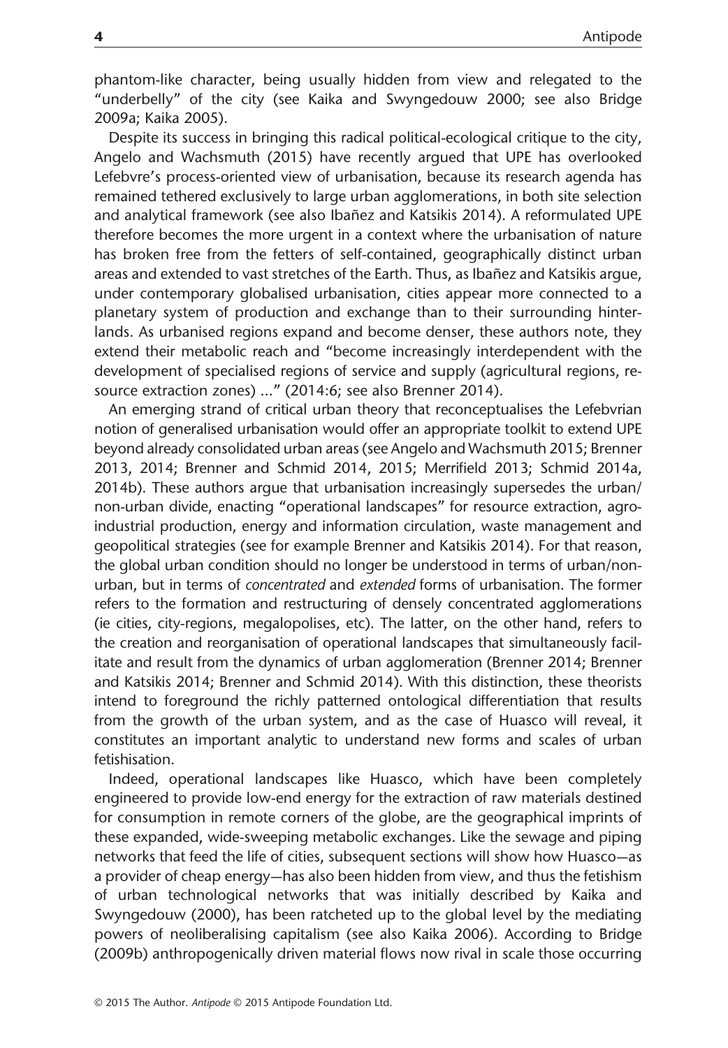phantom-like character, being usually hidden from view and relegated to the "underbelly" of the city (see Kaika and Swyngedouw 2000; see also Bridge 2009a; Kaika 2005).

Despite its success in bringing this radical political-ecological critique to the city, Angelo and Wachsmuth (2015) have recently argued that UPE has overlooked Lefebvre's process-oriented view of urbanisation, because its research agenda has remained tethered exclusively to large urban agglomerations, in both site selection and analytical framework (see also Ibañez and Katsikis 2014). A reformulated UPE therefore becomes the more urgent in a context where the urbanisation of nature has broken free from the fetters of self-contained, geographically distinct urban areas and extended to vast stretches of the Earth. Thus, as Ibañez and Katsikis argue, under contemporary globalised urbanisation, cities appear more connected to a planetary system of production and exchange than to their surrounding hinterlands. As urbanised regions expand and become denser, these authors note, they extend their metabolic reach and "become increasingly interdependent with the development of specialised regions of service and supply (agricultural regions, resource extraction zones) ..." (2014:6; see also Brenner 2014).

An emerging strand of critical urban theory that reconceptualises the Lefebvrian notion of generalised urbanisation would offer an appropriate toolkit to extend UPE beyond already consolidated urban areas (see Angelo and Wachsmuth 2015; Brenner 2013, 2014; Brenner and Schmid 2014, 2015; Merrifield 2013; Schmid 2014a, 2014b). These authors argue that urbanisation increasingly supersedes the urban/non-urban divide, enacting "operational landscapes" for resource extraction, agro-industrial production, energy and information circulation, waste management and geopolitical strategies (see for example Brenner and Katsikis 2014). For that reason, the global urban condition should no longer be understood in terms of urban/non-urban, but in terms of *concentrated* and *extended* forms of urbanisation. The former refers to the formation and restructuring of densely concentrated agglomerations (ie cities, city-regions, megalopolises, etc). The latter, on the other hand, refers to the creation and reorganisation of operational landscapes that simultaneously facilitate and result from the dynamics of urban agglomeration (Brenner 2014; Brenner and Katsikis 2014; Brenner and Schmid 2014). With this distinction, these theorists intend to foreground the richly patterned ontological differentiation that results from the growth of the urban system, and as the case of Huasco will reveal, it constitutes an important analytic to understand new forms and scales of urban fetishisation.

Indeed, operational landscapes like Huasco, which have been completely engineered to provide low-end energy for the extraction of raw materials destined for consumption in remote corners of the globe, are the geographical imprints of these expanded, wide-sweeping metabolic exchanges. Like the sewage and piping networks that feed the life of cities, subsequent sections will show how Huasco—as a provider of cheap energy—has also been hidden from view, and thus the fetishism of urban technological networks that was initially described by Kaika and Swyngedouw (2000), has been ratcheted up to the global level by the mediating powers of neoliberalising capitalism (see also Kaika 2006). According to Bridge (2009b) anthropogenically driven material flows now rival in scale those occurring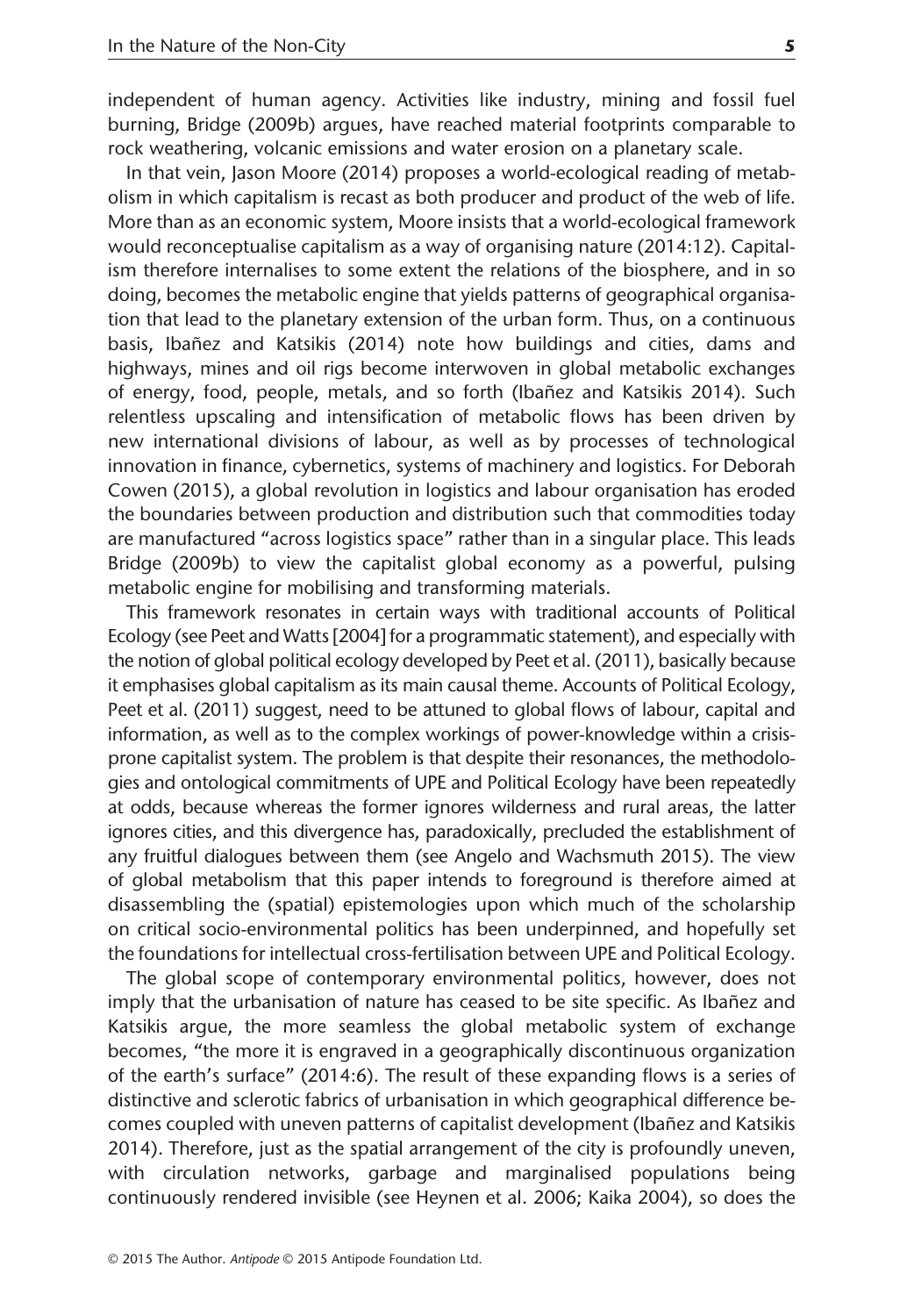independent of human agency. Activities like industry, mining and fossil fuel burning, Bridge (2009b) argues, have reached material footprints comparable to rock weathering, volcanic emissions and water erosion on a planetary scale.

In that vein, Jason Moore (2014) proposes a world-ecological reading of metabolism in which capitalism is recast as both producer and product of the web of life. More than as an economic system, Moore insists that a world-ecological framework would reconceptualise capitalism as a way of organising nature (2014:12). Capitalism therefore internalises to some extent the relations of the biosphere, and in so doing, becomes the metabolic engine that yields patterns of geographical organisation that lead to the planetary extension of the urban form. Thus, on a continuous basis, Ibañez and Katsikis (2014) note how buildings and cities, dams and highways, mines and oil rigs become interwoven in global metabolic exchanges of energy, food, people, metals, and so forth (Ibañez and Katsikis 2014). Such relentless upscaling and intensification of metabolic flows has been driven by new international divisions of labour, as well as by processes of technological innovation in finance, cybernetics, systems of machinery and logistics. For Deborah Cowen (2015), a global revolution in logistics and labour organisation has eroded the boundaries between production and distribution such that commodities today are manufactured "across logistics space" rather than in a singular place. This leads Bridge (2009b) to view the capitalist global economy as a powerful, pulsing metabolic engine for mobilising and transforming materials.

This framework resonates in certain ways with traditional accounts of Political Ecology (see Peet and Watts [2004] for a programmatic statement), and especially with the notion of global political ecology developed by Peet et al. (2011), basically because it emphasises global capitalism as its main causal theme. Accounts of Political Ecology, Peet et al. (2011) suggest, need to be attuned to global flows of labour, capital and information, as well as to the complex workings of power-knowledge within a crisis-prone capitalist system. The problem is that despite their resonances, the methodologies and ontological commitments of UPE and Political Ecology have been repeatedly at odds, because whereas the former ignores wilderness and rural areas, the latter ignores cities, and this divergence has, paradoxically, precluded the establishment of any fruitful dialogues between them (see Angelo and Wachsmuth 2015). The view of global metabolism that this paper intends to foreground is therefore aimed at disassembling the (spatial) epistemologies upon which much of the scholarship on critical socio-environmental politics has been underpinned, and hopefully set the foundations for intellectual cross-fertilisation between UPE and Political Ecology.

The global scope of contemporary environmental politics, however, does not imply that the urbanisation of nature has ceased to be site specific. As Ibañez and Katsikis argue, the more seamless the global metabolic system of exchange becomes, "the more it is engraved in a geographically discontinuous organization of the earth's surface" (2014:6). The result of these expanding flows is a series of distinctive and sclerotic fabrics of urbanisation in which geographical difference becomes coupled with uneven patterns of capitalist development (Ibañez and Katsikis 2014). Therefore, just as the spatial arrangement of the city is profoundly uneven, with circulation networks, garbage and marginalised populations being continuously rendered invisible (see Heynen et al. 2006; Kaika 2004), so does the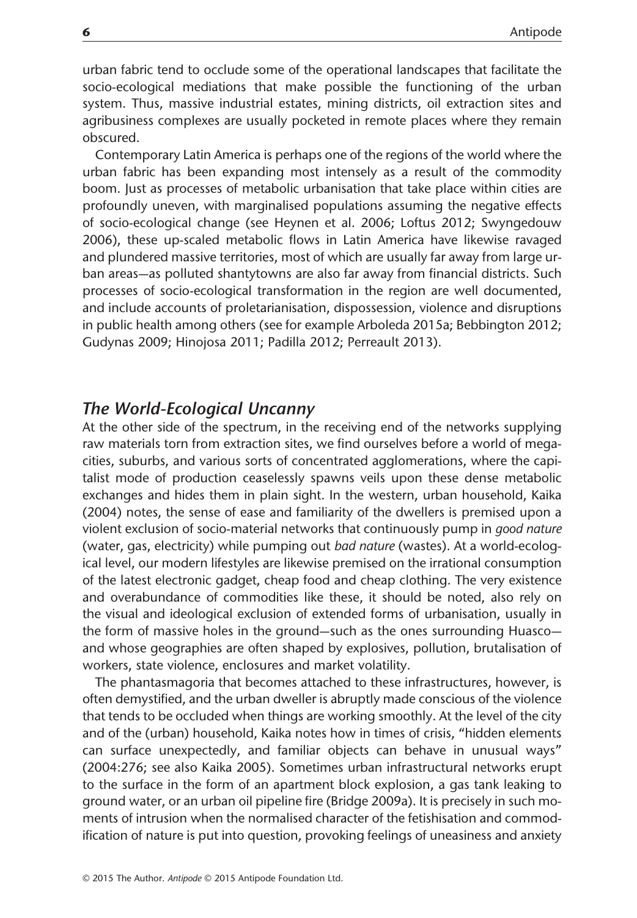urban fabric tend to occlude some of the operational landscapes that facilitate the socio-ecological mediations that make possible the functioning of the urban system. Thus, massive industrial estates, mining districts, oil extraction sites and agribusiness complexes are usually pocketed in remote places where they remain obscured.

Contemporary Latin America is perhaps one of the regions of the world where the urban fabric has been expanding most intensely as a result of the commodity boom. Just as processes of metabolic urbanisation that take place within cities are profoundly uneven, with marginalised populations assuming the negative effects of socio-ecological change (see Heynen et al. 2006; Loftus 2012; Swyngedouw 2006), these up-scaled metabolic flows in Latin America have likewise ravaged and plundered massive territories, most of which are usually far away from large urban areas—as polluted shantytowns are also far away from financial districts. Such processes of socio-ecological transformation in the region are well documented, and include accounts of proletarianisation, dispossession, violence and disruptions in public health among others (see for example Arboleda 2015a; Bebbington 2012; Gudynas 2009; Hinojosa 2011; Padilla 2012; Perreault 2013).

## *The World-Ecological Uncanny*

At the other side of the spectrum, in the receiving end of the networks supplying raw materials torn from extraction sites, we find ourselves before a world of megacities, suburbs, and various sorts of concentrated agglomerations, where the capitalist mode of production ceaselessly spawns veils upon these dense metabolic exchanges and hides them in plain sight. In the western, urban household, Kaika (2004) notes, the sense of ease and familiarity of the dwellers is premised upon a violent exclusion of socio-material networks that continuously pump in *good nature* (water, gas, electricity) while pumping out *bad nature* (wastes). At a world-ecological level, our modern lifestyles are likewise premised on the irrational consumption of the latest electronic gadget, cheap food and cheap clothing. The very existence and overabundance of commodities like these, it should be noted, also rely on the visual and ideological exclusion of extended forms of urbanisation, usually in the form of massive holes in the ground—such as the ones surrounding Huasco—and whose geographies are often shaped by explosives, pollution, brutalisation of workers, state violence, enclosures and market volatility.

The phantasmagoria that becomes attached to these infrastructures, however, is often demystified, and the urban dweller is abruptly made conscious of the violence that tends to be occluded when things are working smoothly. At the level of the city and of the (urban) household, Kaika notes how in times of crisis, "hidden elements can surface unexpectedly, and familiar objects can behave in unusual ways" (2004:276; see also Kaika 2005). Sometimes urban infrastructural networks erupt to the surface in the form of an apartment block explosion, a gas tank leaking to ground water, or an urban oil pipeline fire (Bridge 2009a). It is precisely in such moments of intrusion when the normalised character of the fetishisation and commodification of nature is put into question, provoking feelings of uneasiness and anxiety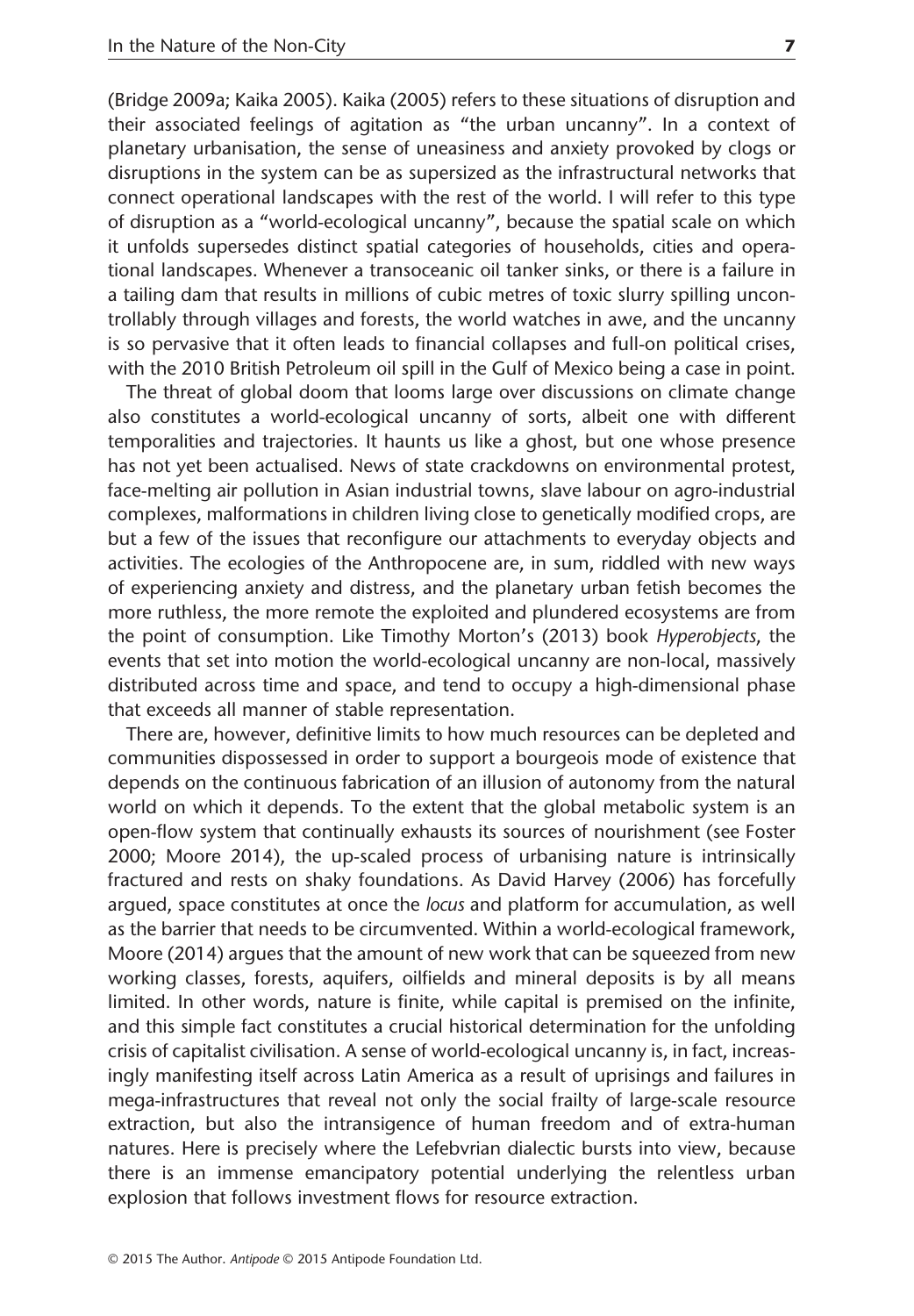(Bridge 2009a; Kaika 2005). Kaika (2005) refers to these situations of disruption and their associated feelings of agitation as "the urban uncanny". In a context of planetary urbanisation, the sense of uneasiness and anxiety provoked by clogs or disruptions in the system can be as supersized as the infrastructural networks that connect operational landscapes with the rest of the world. I will refer to this type of disruption as a "world-ecological uncanny", because the spatial scale on which it unfolds supersedes distinct spatial categories of households, cities and operational landscapes. Whenever a transoceanic oil tanker sinks, or there is a failure in a tailing dam that results in millions of cubic metres of toxic slurry spilling uncontrollably through villages and forests, the world watches in awe, and the uncanny is so pervasive that it often leads to financial collapses and full-on political crises, with the 2010 British Petroleum oil spill in the Gulf of Mexico being a case in point.

The threat of global doom that looms large over discussions on climate change also constitutes a world-ecological uncanny of sorts, albeit one with different temporalities and trajectories. It haunts us like a ghost, but one whose presence has not yet been actualised. News of state crackdowns on environmental protest, face-melting air pollution in Asian industrial towns, slave labour on agro-industrial complexes, malformations in children living close to genetically modified crops, are but a few of the issues that reconfigure our attachments to everyday objects and activities. The ecologies of the Anthropocene are, in sum, riddled with new ways of experiencing anxiety and distress, and the planetary urban fetish becomes the more ruthless, the more remote the exploited and plundered ecosystems are from the point of consumption. Like Timothy Morton's (2013) book *Hyperobjects*, the events that set into motion the world-ecological uncanny are non-local, massively distributed across time and space, and tend to occupy a high-dimensional phase that exceeds all manner of stable representation.

There are, however, definitive limits to how much resources can be depleted and communities dispossessed in order to support a bourgeois mode of existence that depends on the continuous fabrication of an illusion of autonomy from the natural world on which it depends. To the extent that the global metabolic system is an open-flow system that continually exhausts its sources of nourishment (see Foster 2000; Moore 2014), the up-scaled process of urbanising nature is intrinsically fractured and rests on shaky foundations. As David Harvey (2006) has forcefully argued, space constitutes at once the *locus* and platform for accumulation, as well as the barrier that needs to be circumvented. Within a world-ecological framework, Moore (2014) argues that the amount of new work that can be squeezed from new working classes, forests, aquifers, oilfields and mineral deposits is by all means limited. In other words, nature is finite, while capital is premised on the infinite, and this simple fact constitutes a crucial historical determination for the unfolding crisis of capitalist civilisation. A sense of world-ecological uncanny is, in fact, increasingly manifesting itself across Latin America as a result of uprisings and failures in mega-infrastructures that reveal not only the social frailty of large-scale resource extraction, but also the intransigence of human freedom and of extra-human natures. Here is precisely where the Lefebvrian dialectic bursts into view, because there is an immense emancipatory potential underlying the relentless urban explosion that follows investment flows for resource extraction.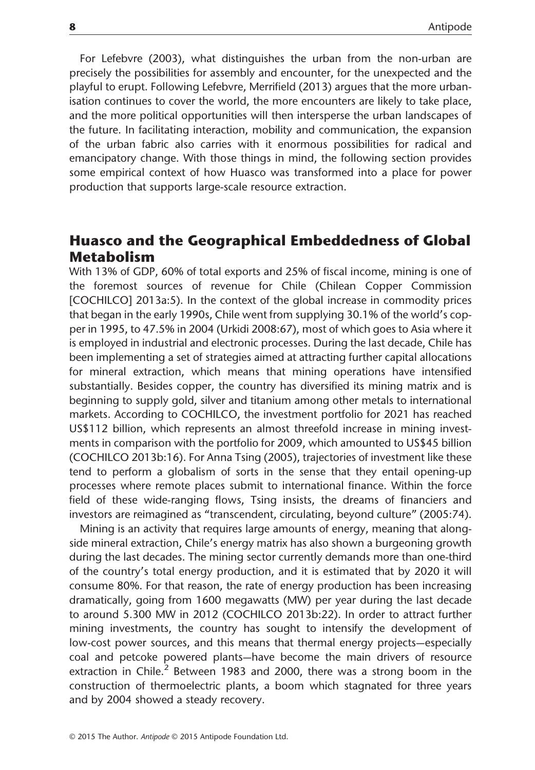For Lefebvre (2003), what distinguishes the urban from the non-urban are precisely the possibilities for assembly and encounter, for the unexpected and the playful to erupt. Following Lefebvre, Merrifield (2013) argues that the more urbanisation continues to cover the world, the more encounters are likely to take place, and the more political opportunities will then intersperse the urban landscapes of the future. In facilitating interaction, mobility and communication, the expansion of the urban fabric also carries with it enormous possibilities for radical and emancipatory change. With those things in mind, the following section provides some empirical context of how Huasco was transformed into a place for power production that supports large-scale resource extraction.

## Huasco and the Geographical Embeddedness of Global Metabolism

With 13% of GDP, 60% of total exports and 25% of fiscal income, mining is one of the foremost sources of revenue for Chile (Chilean Copper Commission [COCHILCO] 2013a:5). In the context of the global increase in commodity prices that began in the early 1990s, Chile went from supplying 30.1% of the world's copper in 1995, to 47.5% in 2004 (Urkidi 2008:67), most of which goes to Asia where it is employed in industrial and electronic processes. During the last decade, Chile has been implementing a set of strategies aimed at attracting further capital allocations for mineral extraction, which means that mining operations have intensified substantially. Besides copper, the country has diversified its mining matrix and is beginning to supply gold, silver and titanium among other metals to international markets. According to COCHILCO, the investment portfolio for 2021 has reached US$112 billion, which represents an almost threefold increase in mining investments in comparison with the portfolio for 2009, which amounted to US$45 billion (COCHILCO 2013b:16). For Anna Tsing (2005), trajectories of investment like these tend to perform a globalism of sorts in the sense that they entail opening-up processes where remote places submit to international finance. Within the force field of these wide-ranging flows, Tsing insists, the dreams of financiers and investors are reimagined as "transcendent, circulating, beyond culture" (2005:74).

Mining is an activity that requires large amounts of energy, meaning that alongside mineral extraction, Chile's energy matrix has also shown a burgeoning growth during the last decades. The mining sector currently demands more than one-third of the country's total energy production, and it is estimated that by 2020 it will consume 80%. For that reason, the rate of energy production has been increasing dramatically, going from 1600 megawatts (MW) per year during the last decade to around 5.300 MW in 2012 (COCHILCO 2013b:22). In order to attract further mining investments, the country has sought to intensify the development of low-cost power sources, and this means that thermal energy projects—especially coal and petcoke powered plants—have become the main drivers of resource extraction in Chile.[2] Between 1983 and 2000, there was a strong boom in the construction of thermoelectric plants, a boom which stagnated for three years and by 2004 showed a steady recovery.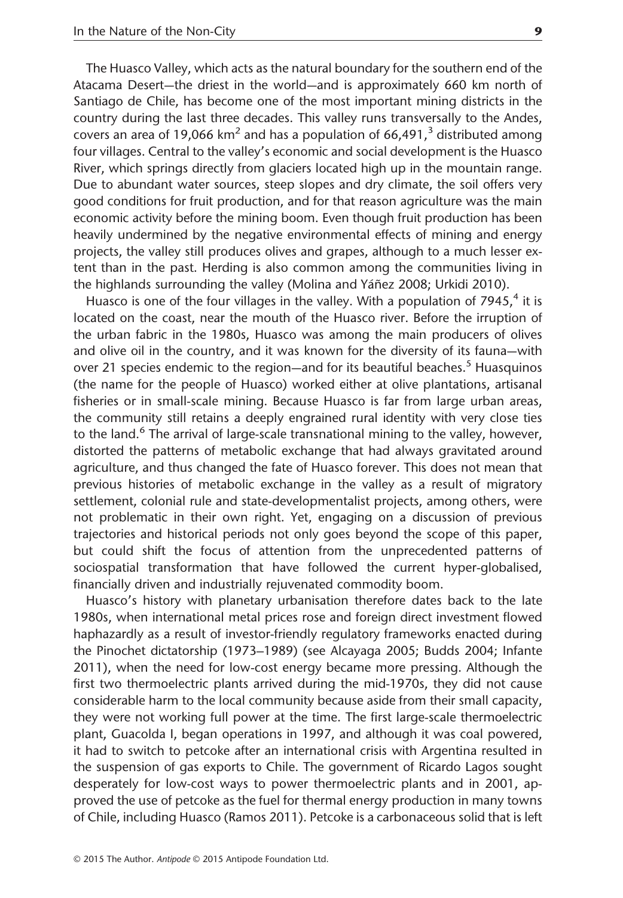The Huasco Valley, which acts as the natural boundary for the southern end of the Atacama Desert—the driest in the world—and is approximately 660 km north of Santiago de Chile, has become one of the most important mining districts in the country during the last three decades. This valley runs transversally to the Andes, covers an area of 19,066 km$^2$ and has a population of 66,491,[3] distributed among four villages. Central to the valley's economic and social development is the Huasco River, which springs directly from glaciers located high up in the mountain range. Due to abundant water sources, steep slopes and dry climate, the soil offers very good conditions for fruit production, and for that reason agriculture was the main economic activity before the mining boom. Even though fruit production has been heavily undermined by the negative environmental effects of mining and energy projects, the valley still produces olives and grapes, although to a much lesser extent than in the past. Herding is also common among the communities living in the highlands surrounding the valley (Molina and Yáñez 2008; Urkidi 2010).

Huasco is one of the four villages in the valley. With a population of 7945,[4] it is located on the coast, near the mouth of the Huasco river. Before the irruption of the urban fabric in the 1980s, Huasco was among the main producers of olives and olive oil in the country, and it was known for the diversity of its fauna—with over 21 species endemic to the region—and for its beautiful beaches.[5] Huasquinos (the name for the people of Huasco) worked either at olive plantations, artisanal fisheries or in small-scale mining. Because Huasco is far from large urban areas, the community still retains a deeply engrained rural identity with very close ties to the land.[6] The arrival of large-scale transnational mining to the valley, however, distorted the patterns of metabolic exchange that had always gravitated around agriculture, and thus changed the fate of Huasco forever. This does not mean that previous histories of metabolic exchange in the valley as a result of migratory settlement, colonial rule and state-developmentalist projects, among others, were not problematic in their own right. Yet, engaging on a discussion of previous trajectories and historical periods not only goes beyond the scope of this paper, but could shift the focus of attention from the unprecedented patterns of sociospatial transformation that have followed the current hyper-globalised, financially driven and industrially rejuvenated commodity boom.

Huasco's history with planetary urbanisation therefore dates back to the late 1980s, when international metal prices rose and foreign direct investment flowed haphazardly as a result of investor-friendly regulatory frameworks enacted during the Pinochet dictatorship (1973–1989) (see Alcayaga 2005; Budds 2004; Infante 2011), when the need for low-cost energy became more pressing. Although the first two thermoelectric plants arrived during the mid-1970s, they did not cause considerable harm to the local community because aside from their small capacity, they were not working full power at the time. The first large-scale thermoelectric plant, Guacolda I, began operations in 1997, and although it was coal powered, it had to switch to petcoke after an international crisis with Argentina resulted in the suspension of gas exports to Chile. The government of Ricardo Lagos sought desperately for low-cost ways to power thermoelectric plants and in 2001, approved the use of petcoke as the fuel for thermal energy production in many towns of Chile, including Huasco (Ramos 2011). Petcoke is a carbonaceous solid that is left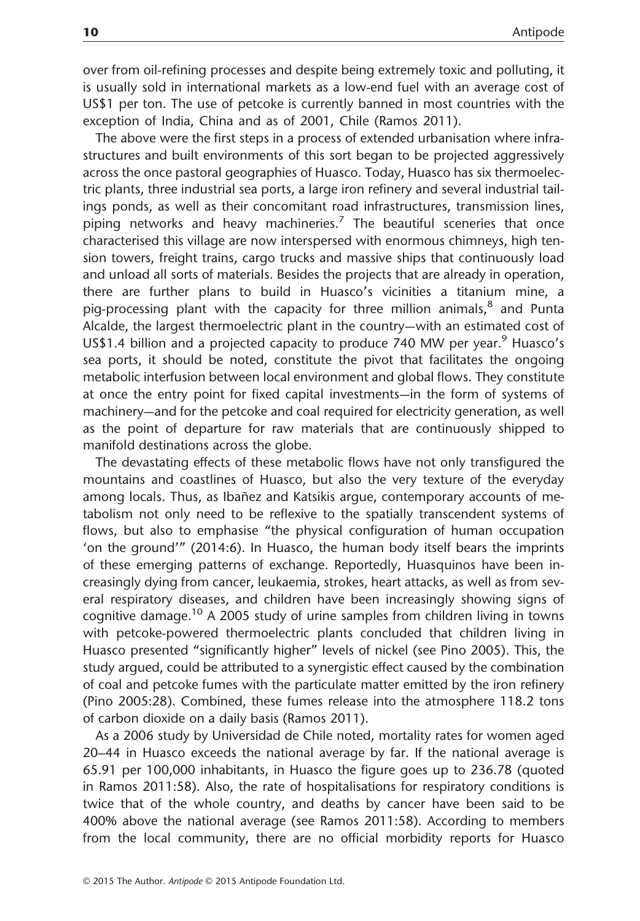over from oil-refining processes and despite being extremely toxic and polluting, it is usually sold in international markets as a low-end fuel with an average cost of US$1 per ton. The use of petcoke is currently banned in most countries with the exception of India, China and as of 2001, Chile (Ramos 2011).

The above were the first steps in a process of extended urbanisation where infrastructures and built environments of this sort began to be projected aggressively across the once pastoral geographies of Huasco. Today, Huasco has six thermoelectric plants, three industrial sea ports, a large iron refinery and several industrial tailings ponds, as well as their concomitant road infrastructures, transmission lines, piping networks and heavy machineries.[7] The beautiful sceneries that once characterised this village are now interspersed with enormous chimneys, high tension towers, freight trains, cargo trucks and massive ships that continuously load and unload all sorts of materials. Besides the projects that are already in operation, there are further plans to build in Huasco's vicinities a titanium mine, a pig-processing plant with the capacity for three million animals,[8] and Punta Alcalde, the largest thermoelectric plant in the country—with an estimated cost of US$1.4 billion and a projected capacity to produce 740 MW per year.[9] Huasco's sea ports, it should be noted, constitute the pivot that facilitates the ongoing metabolic interfusion between local environment and global flows. They constitute at once the entry point for fixed capital investments—in the form of systems of machinery—and for the petcoke and coal required for electricity generation, as well as the point of departure for raw materials that are continuously shipped to manifold destinations across the globe.

The devastating effects of these metabolic flows have not only transfigured the mountains and coastlines of Huasco, but also the very texture of the everyday among locals. Thus, as Ibañez and Katsikis argue, contemporary accounts of metabolism not only need to be reflexive to the spatially transcendent systems of flows, but also to emphasise "the physical configuration of human occupation 'on the ground'" (2014:6). In Huasco, the human body itself bears the imprints of these emerging patterns of exchange. Reportedly, Huasquinos have been increasingly dying from cancer, leukaemia, strokes, heart attacks, as well as from several respiratory diseases, and children have been increasingly showing signs of cognitive damage.[10] A 2005 study of urine samples from children living in towns with petcoke-powered thermoelectric plants concluded that children living in Huasco presented "significantly higher" levels of nickel (see Pino 2005). This, the study argued, could be attributed to a synergistic effect caused by the combination of coal and petcoke fumes with the particulate matter emitted by the iron refinery (Pino 2005:28). Combined, these fumes release into the atmosphere 118.2 tons of carbon dioxide on a daily basis (Ramos 2011).

As a 2006 study by Universidad de Chile noted, mortality rates for women aged 20–44 in Huasco exceeds the national average by far. If the national average is 65.91 per 100,000 inhabitants, in Huasco the figure goes up to 236.78 (quoted in Ramos 2011:58). Also, the rate of hospitalisations for respiratory conditions is twice that of the whole country, and deaths by cancer have been said to be 400% above the national average (see Ramos 2011:58). According to members from the local community, there are no official morbidity reports for Huasco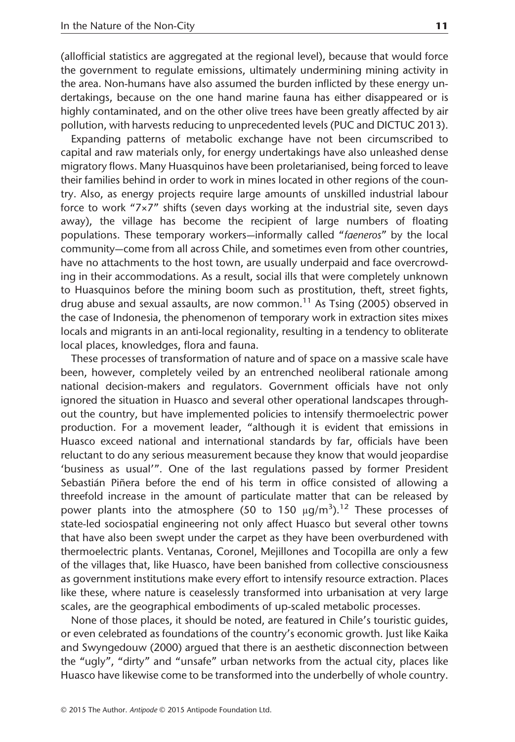(allofficial statistics are aggregated at the regional level), because that would force the government to regulate emissions, ultimately undermining mining activity in the area. Non-humans have also assumed the burden inflicted by these energy undertakings, because on the one hand marine fauna has either disappeared or is highly contaminated, and on the other olive trees have been greatly affected by air pollution, with harvests reducing to unprecedented levels (PUC and DICTUC 2013).

Expanding patterns of metabolic exchange have not been circumscribed to capital and raw materials only, for energy undertakings have also unleashed dense migratory flows. Many Huasquinos have been proletarianised, being forced to leave their families behind in order to work in mines located in other regions of the country. Also, as energy projects require large amounts of unskilled industrial labour force to work "7×7" shifts (seven days working at the industrial site, seven days away), the village has become the recipient of large numbers of floating populations. These temporary workers—informally called "*faeneros*" by the local community—come from all across Chile, and sometimes even from other countries, have no attachments to the host town, are usually underpaid and face overcrowding in their accommodations. As a result, social ills that were completely unknown to Huasquinos before the mining boom such as prostitution, theft, street fights, drug abuse and sexual assaults, are now common.[11] As Tsing (2005) observed in the case of Indonesia, the phenomenon of temporary work in extraction sites mixes locals and migrants in an anti-local regionality, resulting in a tendency to obliterate local places, knowledges, flora and fauna.

These processes of transformation of nature and of space on a massive scale have been, however, completely veiled by an entrenched neoliberal rationale among national decision-makers and regulators. Government officials have not only ignored the situation in Huasco and several other operational landscapes throughout the country, but have implemented policies to intensify thermoelectric power production. For a movement leader, "although it is evident that emissions in Huasco exceed national and international standards by far, officials have been reluctant to do any serious measurement because they know that would jeopardise 'business as usual'". One of the last regulations passed by former President Sebastián Piñera before the end of his term in office consisted of allowing a threefold increase in the amount of particulate matter that can be released by power plants into the atmosphere (50 to 150 $\mu g/m^3$).[12] These processes of state-led sociospatial engineering not only affect Huasco but several other towns that have also been swept under the carpet as they have been overburdened with thermoelectric plants. Ventanas, Coronel, Mejillones and Tocopilla are only a few of the villages that, like Huasco, have been banished from collective consciousness as government institutions make every effort to intensify resource extraction. Places like these, where nature is ceaselessly transformed into urbanisation at very large scales, are the geographical embodiments of up-scaled metabolic processes.

None of those places, it should be noted, are featured in Chile's touristic guides, or even celebrated as foundations of the country's economic growth. Just like Kaika and Swyngedouw (2000) argued that there is an aesthetic disconnection between the "ugly", "dirty" and "unsafe" urban networks from the actual city, places like Huasco have likewise come to be transformed into the underbelly of whole country.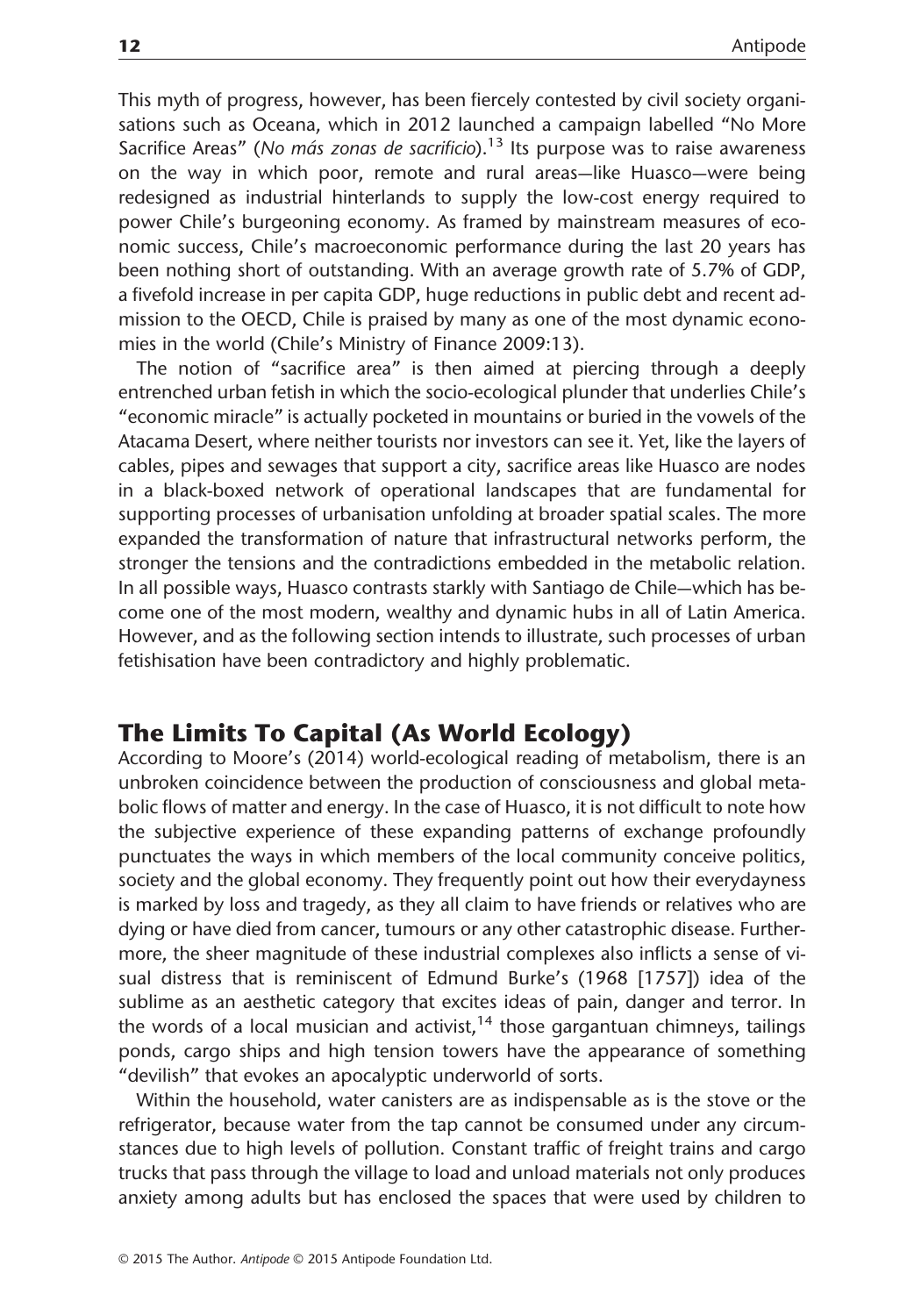This myth of progress, however, has been fiercely contested by civil society organisations such as Oceana, which in 2012 launched a campaign labelled "No More Sacrifice Areas" (*No más zonas de sacrificio*).[13] Its purpose was to raise awareness on the way in which poor, remote and rural areas—like Huasco—were being redesigned as industrial hinterlands to supply the low-cost energy required to power Chile's burgeoning economy. As framed by mainstream measures of economic success, Chile's macroeconomic performance during the last 20 years has been nothing short of outstanding. With an average growth rate of 5.7% of GDP, a fivefold increase in per capita GDP, huge reductions in public debt and recent admission to the OECD, Chile is praised by many as one of the most dynamic economies in the world (Chile's Ministry of Finance 2009:13).

The notion of "sacrifice area" is then aimed at piercing through a deeply entrenched urban fetish in which the socio-ecological plunder that underlies Chile's "economic miracle" is actually pocketed in mountains or buried in the vowels of the Atacama Desert, where neither tourists nor investors can see it. Yet, like the layers of cables, pipes and sewages that support a city, sacrifice areas like Huasco are nodes in a black-boxed network of operational landscapes that are fundamental for supporting processes of urbanisation unfolding at broader spatial scales. The more expanded the transformation of nature that infrastructural networks perform, the stronger the tensions and the contradictions embedded in the metabolic relation. In all possible ways, Huasco contrasts starkly with Santiago de Chile—which has become one of the most modern, wealthy and dynamic hubs in all of Latin America. However, and as the following section intends to illustrate, such processes of urban fetishisation have been contradictory and highly problematic.

## The Limits To Capital (As World Ecology)

According to Moore's (2014) world-ecological reading of metabolism, there is an unbroken coincidence between the production of consciousness and global metabolic flows of matter and energy. In the case of Huasco, it is not difficult to note how the subjective experience of these expanding patterns of exchange profoundly punctuates the ways in which members of the local community conceive politics, society and the global economy. They frequently point out how their everydayness is marked by loss and tragedy, as they all claim to have friends or relatives who are dying or have died from cancer, tumours or any other catastrophic disease. Furthermore, the sheer magnitude of these industrial complexes also inflicts a sense of visual distress that is reminiscent of Edmund Burke's (1968 [1757]) idea of the sublime as an aesthetic category that excites ideas of pain, danger and terror. In the words of a local musician and activist,[14] those gargantuan chimneys, tailings ponds, cargo ships and high tension towers have the appearance of something "devilish" that evokes an apocalyptic underworld of sorts.

Within the household, water canisters are as indispensable as is the stove or the refrigerator, because water from the tap cannot be consumed under any circumstances due to high levels of pollution. Constant traffic of freight trains and cargo trucks that pass through the village to load and unload materials not only produces anxiety among adults but has enclosed the spaces that were used by children to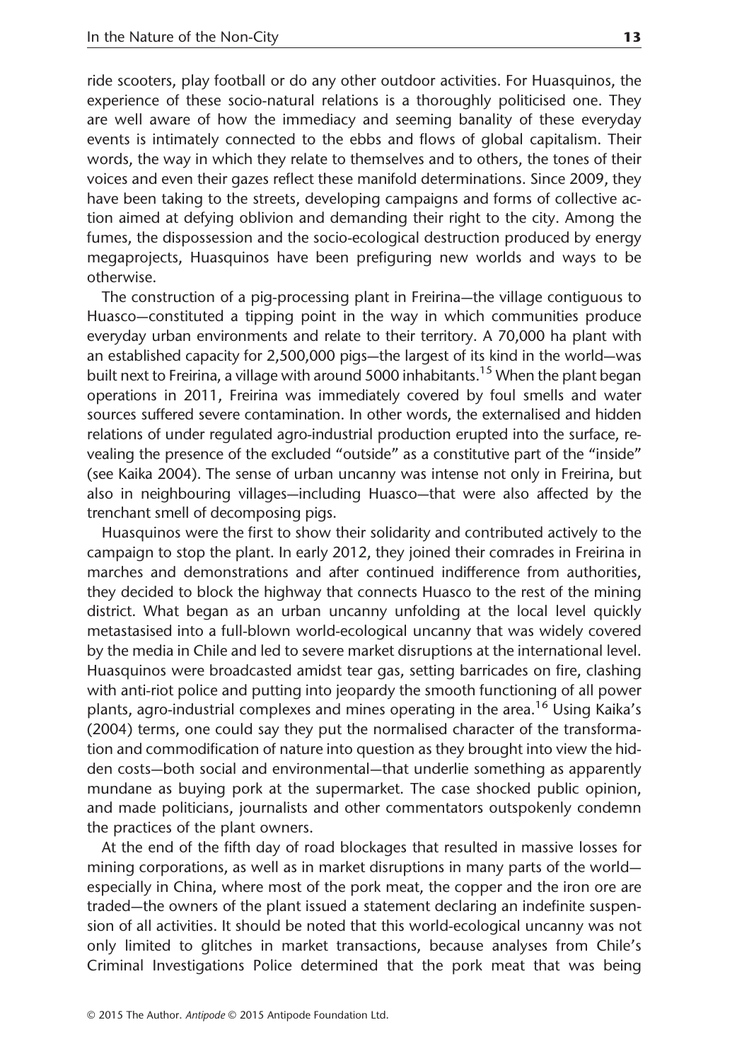ride scooters, play football or do any other outdoor activities. For Huasquinos, the experience of these socio-natural relations is a thoroughly politicised one. They are well aware of how the immediacy and seeming banality of these everyday events is intimately connected to the ebbs and flows of global capitalism. Their words, the way in which they relate to themselves and to others, the tones of their voices and even their gazes reflect these manifold determinations. Since 2009, they have been taking to the streets, developing campaigns and forms of collective action aimed at defying oblivion and demanding their right to the city. Among the fumes, the dispossession and the socio-ecological destruction produced by energy megaprojects, Huasquinos have been prefiguring new worlds and ways to be otherwise.

The construction of a pig-processing plant in Freirina—the village contiguous to Huasco—constituted a tipping point in the way in which communities produce everyday urban environments and relate to their territory. A 70,000 ha plant with an established capacity for 2,500,000 pigs—the largest of its kind in the world—was built next to Freirina, a village with around 5000 inhabitants.[15] When the plant began operations in 2011, Freirina was immediately covered by foul smells and water sources suffered severe contamination. In other words, the externalised and hidden relations of under regulated agro-industrial production erupted into the surface, revealing the presence of the excluded "outside" as a constitutive part of the "inside" (see Kaika 2004). The sense of urban uncanny was intense not only in Freirina, but also in neighbouring villages—including Huasco—that were also affected by the trenchant smell of decomposing pigs.

Huasquinos were the first to show their solidarity and contributed actively to the campaign to stop the plant. In early 2012, they joined their comrades in Freirina in marches and demonstrations and after continued indifference from authorities, they decided to block the highway that connects Huasco to the rest of the mining district. What began as an urban uncanny unfolding at the local level quickly metastasised into a full-blown world-ecological uncanny that was widely covered by the media in Chile and led to severe market disruptions at the international level. Huasquinos were broadcasted amidst tear gas, setting barricades on fire, clashing with anti-riot police and putting into jeopardy the smooth functioning of all power plants, agro-industrial complexes and mines operating in the area.[16] Using Kaika's (2004) terms, one could say they put the normalised character of the transformation and commodification of nature into question as they brought into view the hidden costs—both social and environmental—that underlie something as apparently mundane as buying pork at the supermarket. The case shocked public opinion, and made politicians, journalists and other commentators outspokenly condemn the practices of the plant owners.

At the end of the fifth day of road blockages that resulted in massive losses for mining corporations, as well as in market disruptions in many parts of the world—especially in China, where most of the pork meat, the copper and the iron ore are traded—the owners of the plant issued a statement declaring an indefinite suspension of all activities. It should be noted that this world-ecological uncanny was not only limited to glitches in market transactions, because analyses from Chile's Criminal Investigations Police determined that the pork meat that was being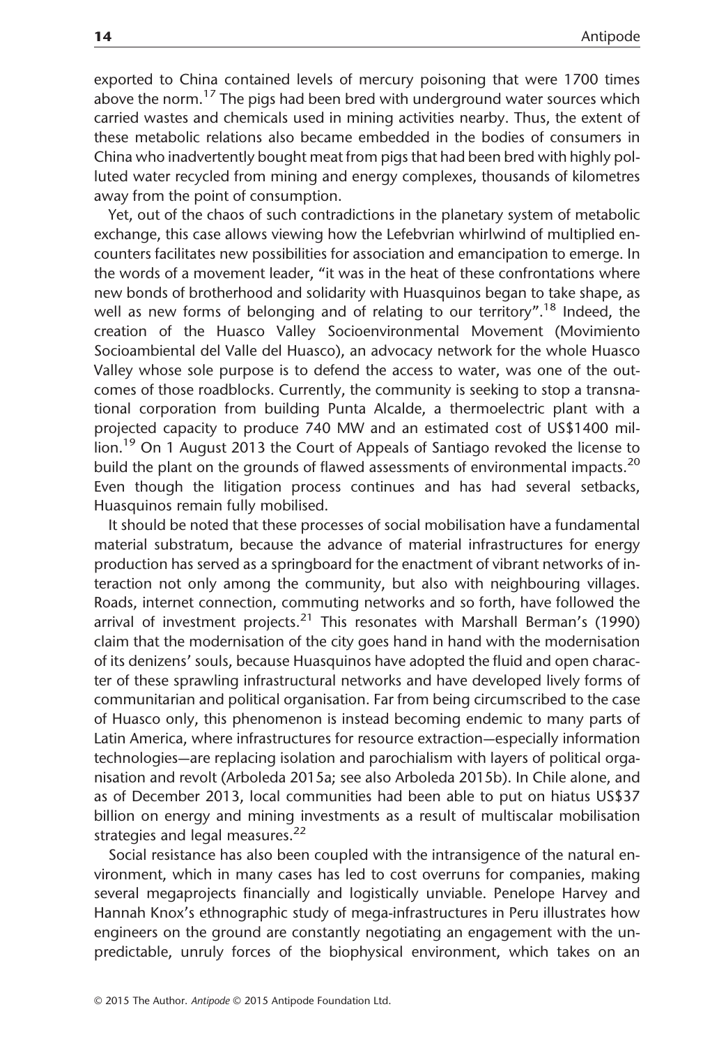exported to China contained levels of mercury poisoning that were 1700 times above the norm.[17] The pigs had been bred with underground water sources which carried wastes and chemicals used in mining activities nearby. Thus, the extent of these metabolic relations also became embedded in the bodies of consumers in China who inadvertently bought meat from pigs that had been bred with highly polluted water recycled from mining and energy complexes, thousands of kilometres away from the point of consumption.

Yet, out of the chaos of such contradictions in the planetary system of metabolic exchange, this case allows viewing how the Lefebvrian whirlwind of multiplied encounters facilitates new possibilities for association and emancipation to emerge. In the words of a movement leader, "it was in the heat of these confrontations where new bonds of brotherhood and solidarity with Huasquinos began to take shape, as well as new forms of belonging and of relating to our territory".[18] Indeed, the creation of the Huasco Valley Socioenvironmental Movement (Movimiento Socioambiental del Valle del Huasco), an advocacy network for the whole Huasco Valley whose sole purpose is to defend the access to water, was one of the outcomes of those roadblocks. Currently, the community is seeking to stop a transnational corporation from building Punta Alcalde, a thermoelectric plant with a projected capacity to produce 740 MW and an estimated cost of US$1400 million.[19] On 1 August 2013 the Court of Appeals of Santiago revoked the license to build the plant on the grounds of flawed assessments of environmental impacts.[20] Even though the litigation process continues and has had several setbacks, Huasquinos remain fully mobilised.

It should be noted that these processes of social mobilisation have a fundamental material substratum, because the advance of material infrastructures for energy production has served as a springboard for the enactment of vibrant networks of interaction not only among the community, but also with neighbouring villages. Roads, internet connection, commuting networks and so forth, have followed the arrival of investment projects.[21] This resonates with Marshall Berman's (1990) claim that the modernisation of the city goes hand in hand with the modernisation of its denizens' souls, because Huasquinos have adopted the fluid and open character of these sprawling infrastructural networks and have developed lively forms of communitarian and political organisation. Far from being circumscribed to the case of Huasco only, this phenomenon is instead becoming endemic to many parts of Latin America, where infrastructures for resource extraction—especially information technologies—are replacing isolation and parochialism with layers of political organisation and revolt (Arboleda 2015a; see also Arboleda 2015b). In Chile alone, and as of December 2013, local communities had been able to put on hiatus US$37 billion on energy and mining investments as a result of multiscalar mobilisation strategies and legal measures.[22]

Social resistance has also been coupled with the intransigence of the natural environment, which in many cases has led to cost overruns for companies, making several megaprojects financially and logistically unviable. Penelope Harvey and Hannah Knox's ethnographic study of mega-infrastructures in Peru illustrates how engineers on the ground are constantly negotiating an engagement with the unpredictable, unruly forces of the biophysical environment, which takes on an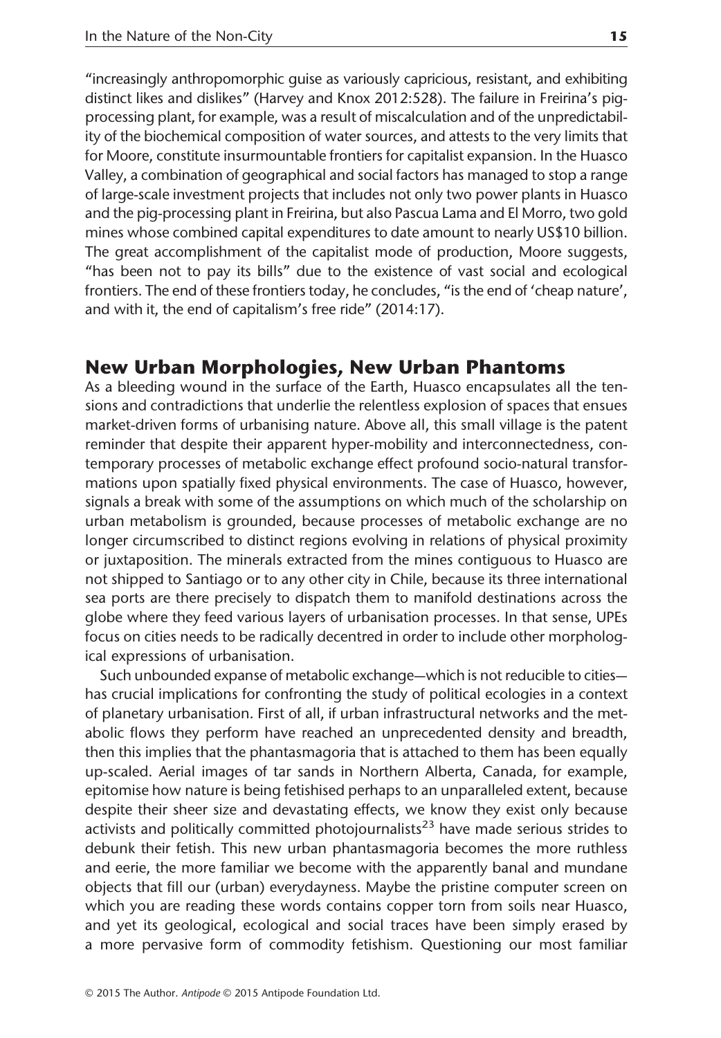"increasingly anthropomorphic guise as variously capricious, resistant, and exhibiting distinct likes and dislikes" (Harvey and Knox 2012:528). The failure in Freirina's pig-processing plant, for example, was a result of miscalculation and of the unpredictability of the biochemical composition of water sources, and attests to the very limits that for Moore, constitute insurmountable frontiers for capitalist expansion. In the Huasco Valley, a combination of geographical and social factors has managed to stop a range of large-scale investment projects that includes not only two power plants in Huasco and the pig-processing plant in Freirina, but also Pascua Lama and El Morro, two gold mines whose combined capital expenditures to date amount to nearly US$10 billion. The great accomplishment of the capitalist mode of production, Moore suggests, "has been not to pay its bills" due to the existence of vast social and ecological frontiers. The end of these frontiers today, he concludes, "is the end of 'cheap nature', and with it, the end of capitalism's free ride" (2014:17).

## New Urban Morphologies, New Urban Phantoms

As a bleeding wound in the surface of the Earth, Huasco encapsulates all the tensions and contradictions that underlie the relentless explosion of spaces that ensues market-driven forms of urbanising nature. Above all, this small village is the patent reminder that despite their apparent hyper-mobility and interconnectedness, contemporary processes of metabolic exchange effect profound socio-natural transformations upon spatially fixed physical environments. The case of Huasco, however, signals a break with some of the assumptions on which much of the scholarship on urban metabolism is grounded, because processes of metabolic exchange are no longer circumscribed to distinct regions evolving in relations of physical proximity or juxtaposition. The minerals extracted from the mines contiguous to Huasco are not shipped to Santiago or to any other city in Chile, because its three international sea ports are there precisely to dispatch them to manifold destinations across the globe where they feed various layers of urbanisation processes. In that sense, UPEs focus on cities needs to be radically decentred in order to include other morphological expressions of urbanisation.

Such unbounded expanse of metabolic exchange—which is not reducible to cities—has crucial implications for confronting the study of political ecologies in a context of planetary urbanisation. First of all, if urban infrastructural networks and the metabolic flows they perform have reached an unprecedented density and breadth, then this implies that the phantasmagoria that is attached to them has been equally up-scaled. Aerial images of tar sands in Northern Alberta, Canada, for example, epitomise how nature is being fetishised perhaps to an unparalleled extent, because despite their sheer size and devastating effects, we know they exist only because activists and politically committed photojournalists[23] have made serious strides to debunk their fetish. This new urban phantasmagoria becomes the more ruthless and eerie, the more familiar we become with the apparently banal and mundane objects that fill our (urban) everydayness. Maybe the pristine computer screen on which you are reading these words contains copper torn from soils near Huasco, and yet its geological, ecological and social traces have been simply erased by a more pervasive form of commodity fetishism. Questioning our most familiar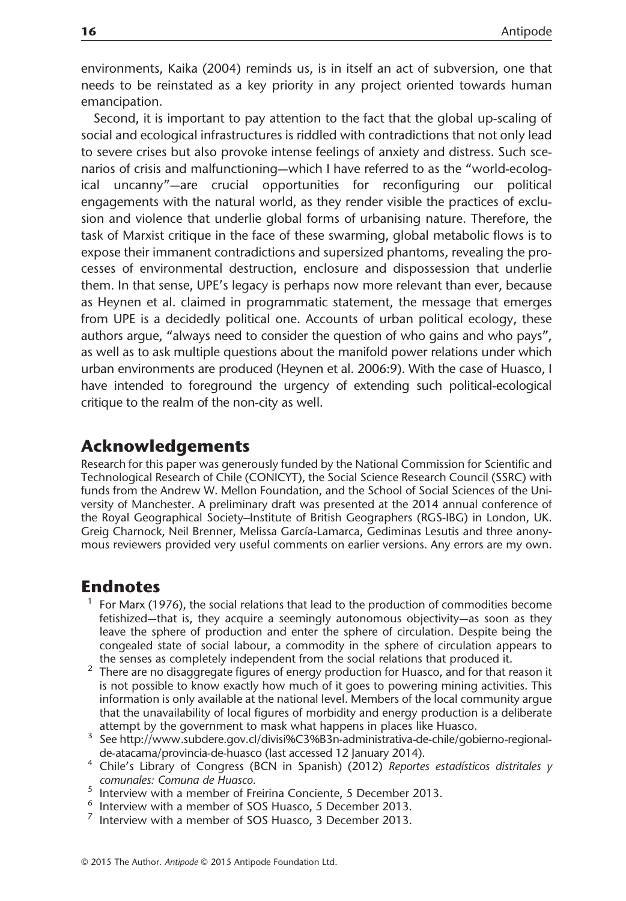environments, Kaika (2004) reminds us, is in itself an act of subversion, one that needs to be reinstated as a key priority in any project oriented towards human emancipation.

Second, it is important to pay attention to the fact that the global up-scaling of social and ecological infrastructures is riddled with contradictions that not only lead to severe crises but also provoke intense feelings of anxiety and distress. Such scenarios of crisis and malfunctioning—which I have referred to as the "world-ecological uncanny"—are crucial opportunities for reconfiguring our political engagements with the natural world, as they render visible the practices of exclusion and violence that underlie global forms of urbanising nature. Therefore, the task of Marxist critique in the face of these swarming, global metabolic flows is to expose their immanent contradictions and supersized phantoms, revealing the processes of environmental destruction, enclosure and dispossession that underlie them. In that sense, UPE's legacy is perhaps now more relevant than ever, because as Heynen et al. claimed in programmatic statement, the message that emerges from UPE is a decidedly political one. Accounts of urban political ecology, these authors argue, "always need to consider the question of who gains and who pays", as well as to ask multiple questions about the manifold power relations under which urban environments are produced (Heynen et al. 2006:9). With the case of Huasco, I have intended to foreground the urgency of extending such political-ecological critique to the realm of the non-city as well.

## Acknowledgements

Research for this paper was generously funded by the National Commission for Scientific and Technological Research of Chile (CONICYT), the Social Science Research Council (SSRC) with funds from the Andrew W. Mellon Foundation, and the School of Social Sciences of the University of Manchester. A preliminary draft was presented at the 2014 annual conference of the Royal Geographical Society–Institute of British Geographers (RGS-IBG) in London, UK. Greig Charnock, Neil Brenner, Melissa García-Lamarca, Gediminas Lesutis and three anonymous reviewers provided very useful comments on earlier versions. Any errors are my own.

## Endnotes

[1] For Marx (1976), the social relations that lead to the production of commodities become fetishized—that is, they acquire a seemingly autonomous objectivity—as soon as they leave the sphere of production and enter the sphere of circulation. Despite being the congealed state of social labour, a commodity in the sphere of circulation appears to the senses as completely independent from the social relations that produced it.

[2] There are no disaggregate figures of energy production for Huasco, and for that reason it is not possible to know exactly how much of it goes to powering mining activities. This information is only available at the national level. Members of the local community argue that the unavailability of local figures of morbidity and energy production is a deliberate attempt by the government to mask what happens in places like Huasco.

[3] See http://www.subdere.gov.cl/divisi%C3%B3n-administrativa-de-chile/gobierno-regional-de-atacama/provincia-de-huasco (last accessed 12 January 2014).

[4] Chile's Library of Congress (BCN in Spanish) (2012) *Reportes estadísticos distritales y comunales: Comuna de Huasco*.

[5] Interview with a member of Freirina Conciente, 5 December 2013.

[6] Interview with a member of SOS Huasco, 5 December 2013.

[7] Interview with a member of SOS Huasco, 3 December 2013.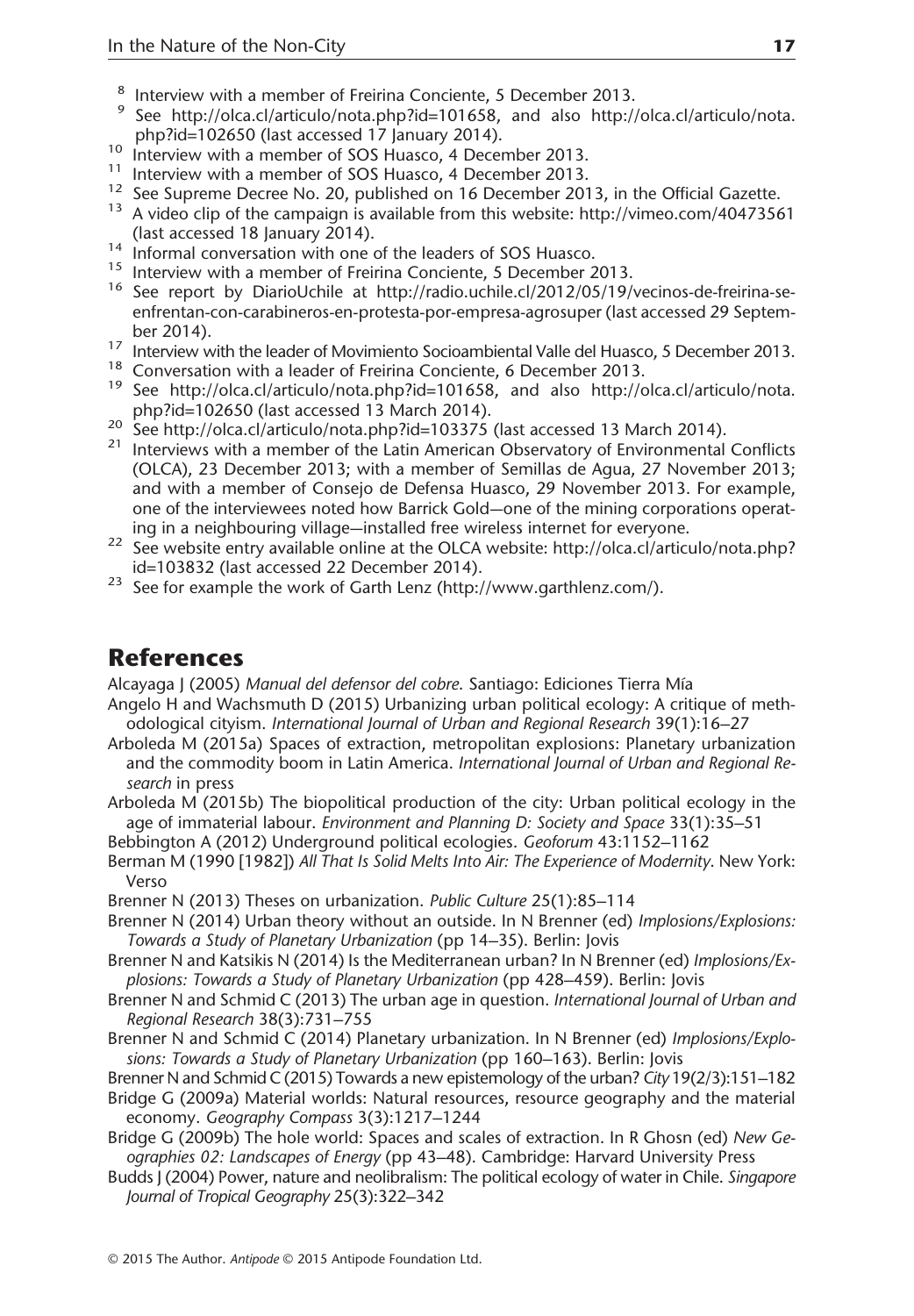[8] Interview with a member of Freirina Conciente, 5 December 2013.

[9] See http://olca.cl/articulo/nota.php?id=101658, and also http://olca.cl/articulo/nota.php?id=102650 (last accessed 17 January 2014).

[10] Interview with a member of SOS Huasco, 4 December 2013.

[11] Interview with a member of SOS Huasco, 4 December 2013.

[12] See Supreme Decree No. 20, published on 16 December 2013, in the Official Gazette.

[13] A video clip of the campaign is available from this website: http://vimeo.com/40473561 (last accessed 18 January 2014).

[14] Informal conversation with one of the leaders of SOS Huasco.

[15] Interview with a member of Freirina Conciente, 5 December 2013.

[16] See report by DiarioUchile at http://radio.uchile.cl/2012/05/19/vecinos-de-freirina-se-enfrentan-con-carabineros-en-protesta-por-empresa-agrosuper (last accessed 29 September 2014).

[17] Interview with the leader of Movimiento Socioambiental Valle del Huasco, 5 December 2013.

[18] Conversation with a leader of Freirina Conciente, 6 December 2013.

[19] See http://olca.cl/articulo/nota.php?id=101658, and also http://olca.cl/articulo/nota.php?id=102650 (last accessed 13 March 2014).

[20] See http://olca.cl/articulo/nota.php?id=103375 (last accessed 13 March 2014).

[21] Interviews with a member of the Latin American Observatory of Environmental Conflicts (OLCA), 23 December 2013; with a member of Semillas de Agua, 27 November 2013; and with a member of Consejo de Defensa Huasco, 29 November 2013. For example, one of the interviewees noted how Barrick Gold—one of the mining corporations operating in a neighbouring village—installed free wireless internet for everyone.

[22] See website entry available online at the OLCA website: http://olca.cl/articulo/nota.php?id=103832 (last accessed 22 December 2014).

[23] See for example the work of Garth Lenz (http://www.garthlenz.com/).

## References

Alcayaga J (2005) *Manual del defensor del cobre*. Santiago: Ediciones Tierra Mía

Angelo H and Wachsmuth D (2015) Urbanizing urban political ecology: A critique of methodological cityism. *International Journal of Urban and Regional Research* 39(1):16–27

Arboleda M (2015a) Spaces of extraction, metropolitan explosions: Planetary urbanization and the commodity boom in Latin America. *International Journal of Urban and Regional Research* in press

Arboleda M (2015b) The biopolitical production of the city: Urban political ecology in the age of immaterial labour. *Environment and Planning D: Society and Space* 33(1):35–51

Bebbington A (2012) Underground political ecologies. *Geoforum* 43:1152–1162

Berman M (1990 [1982]) *All That Is Solid Melts Into Air: The Experience of Modernity*. New York: Verso

Brenner N (2013) Theses on urbanization. *Public Culture* 25(1):85–114

Brenner N (2014) Urban theory without an outside. In N Brenner (ed) *Implosions/Explosions: Towards a Study of Planetary Urbanization* (pp 14–35). Berlin: Jovis

Brenner N and Katsikis N (2014) Is the Mediterranean urban? In N Brenner (ed) *Implosions/Explosions: Towards a Study of Planetary Urbanization* (pp 428–459). Berlin: Jovis

Brenner N and Schmid C (2013) The urban age in question. *International Journal of Urban and Regional Research* 38(3):731–755

Brenner N and Schmid C (2014) Planetary urbanization. In N Brenner (ed) *Implosions/Explosions: Towards a Study of Planetary Urbanization* (pp 160–163). Berlin: Jovis

Brenner N and Schmid C (2015) Towards a new epistemology of the urban? *City* 19(2/3):151–182

Bridge G (2009a) Material worlds: Natural resources, resource geography and the material economy. *Geography Compass* 3(3):1217–1244

Bridge G (2009b) The hole world: Spaces and scales of extraction. In R Ghosn (ed) *New Geographies 02: Landscapes of Energy* (pp 43–48). Cambridge: Harvard University Press

Budds J (2004) Power, nature and neolibralism: The political ecology of water in Chile. *Singapore Journal of Tropical Geography* 25(3):322–342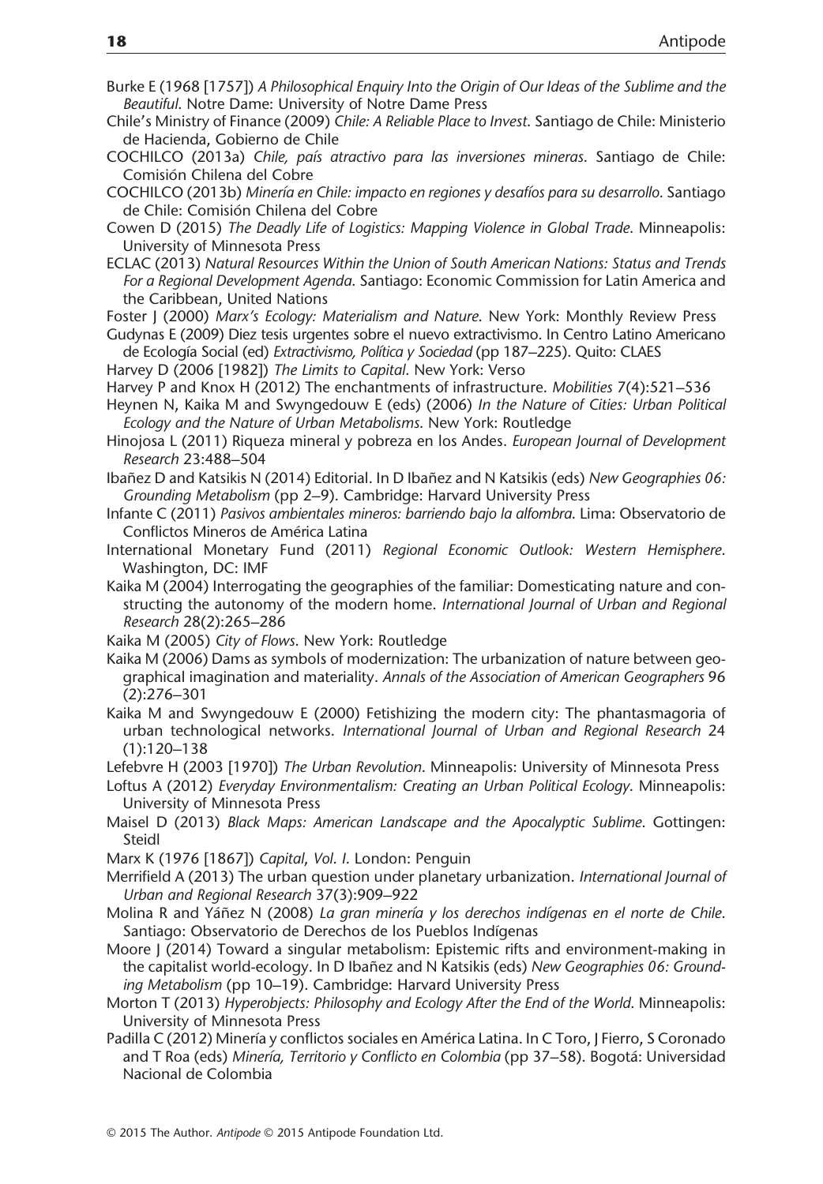Burke E (1968 [1757]) *A Philosophical Enquiry Into the Origin of Our Ideas of the Sublime and the Beautiful*. Notre Dame: University of Notre Dame Press

Chile's Ministry of Finance (2009) *Chile: A Reliable Place to Invest*. Santiago de Chile: Ministerio de Hacienda, Gobierno de Chile

COCHILCO (2013a) *Chile, país atractivo para las inversiones mineras*. Santiago de Chile: Comisión Chilena del Cobre

COCHILCO (2013b) *Minería en Chile: impacto en regiones y desafíos para su desarrollo*. Santiago de Chile: Comisión Chilena del Cobre

Cowen D (2015) *The Deadly Life of Logistics: Mapping Violence in Global Trade*. Minneapolis: University of Minnesota Press

ECLAC (2013) *Natural Resources Within the Union of South American Nations: Status and Trends For a Regional Development Agenda*. Santiago: Economic Commission for Latin America and the Caribbean, United Nations

Foster J (2000) *Marx's Ecology: Materialism and Nature*. New York: Monthly Review Press

Gudynas E (2009) Diez tesis urgentes sobre el nuevo extractivismo. In Centro Latino Americano de Ecología Social (ed) *Extractivismo, Política y Sociedad* (pp 187–225). Quito: CLAES

Harvey D (2006 [1982]) *The Limits to Capital*. New York: Verso

Harvey P and Knox H (2012) The enchantments of infrastructure. *Mobilities* 7(4):521–536

Heynen N, Kaika M and Swyngedouw E (eds) (2006) *In the Nature of Cities: Urban Political Ecology and the Nature of Urban Metabolisms*. New York: Routledge

Hinojosa L (2011) Riqueza mineral y pobreza en los Andes. *European Journal of Development Research* 23:488–504

Ibañez D and Katsikis N (2014) Editorial. In D Ibañez and N Katsikis (eds) *New Geographies 06: Grounding Metabolism* (pp 2–9). Cambridge: Harvard University Press

Infante C (2011) *Pasivos ambientales mineros: barriendo bajo la alfombra*. Lima: Observatorio de Conflictos Mineros de América Latina

International Monetary Fund (2011) *Regional Economic Outlook: Western Hemisphere*. Washington, DC: IMF

Kaika M (2004) Interrogating the geographies of the familiar: Domesticating nature and constructing the autonomy of the modern home. *International Journal of Urban and Regional Research* 28(2):265–286

Kaika M (2005) *City of Flows*. New York: Routledge

Kaika M (2006) Dams as symbols of modernization: The urbanization of nature between geographical imagination and materiality. *Annals of the Association of American Geographers* 96 (2):276–301

Kaika M and Swyngedouw E (2000) Fetishizing the modern city: The phantasmagoria of urban technological networks. *International Journal of Urban and Regional Research* 24 (1):120–138

Lefebvre H (2003 [1970]) *The Urban Revolution*. Minneapolis: University of Minnesota Press

Loftus A (2012) *Everyday Environmentalism: Creating an Urban Political Ecology*. Minneapolis: University of Minnesota Press

Maisel D (2013) *Black Maps: American Landscape and the Apocalyptic Sublime*. Gottingen: Steidl

Marx K (1976 [1867]) *Capital, Vol. I*. London: Penguin

Merrifield A (2013) The urban question under planetary urbanization. *International Journal of Urban and Regional Research* 37(3):909–922

Molina R and Yáñez N (2008) *La gran minería y los derechos indígenas en el norte de Chile*. Santiago: Observatorio de Derechos de los Pueblos Indígenas

Moore J (2014) Toward a singular metabolism: Epistemic rifts and environment-making in the capitalist world-ecology. In D Ibañez and N Katsikis (eds) *New Geographies 06: Grounding Metabolism* (pp 10–19). Cambridge: Harvard University Press

Morton T (2013) *Hyperobjects: Philosophy and Ecology After the End of the World*. Minneapolis: University of Minnesota Press

Padilla C (2012) Minería y conflictos sociales en América Latina. In C Toro, J Fierro, S Coronado and T Roa (eds) *Minería, Territorio y Conflicto en Colombia* (pp 37–58). Bogotá: Universidad Nacional de Colombia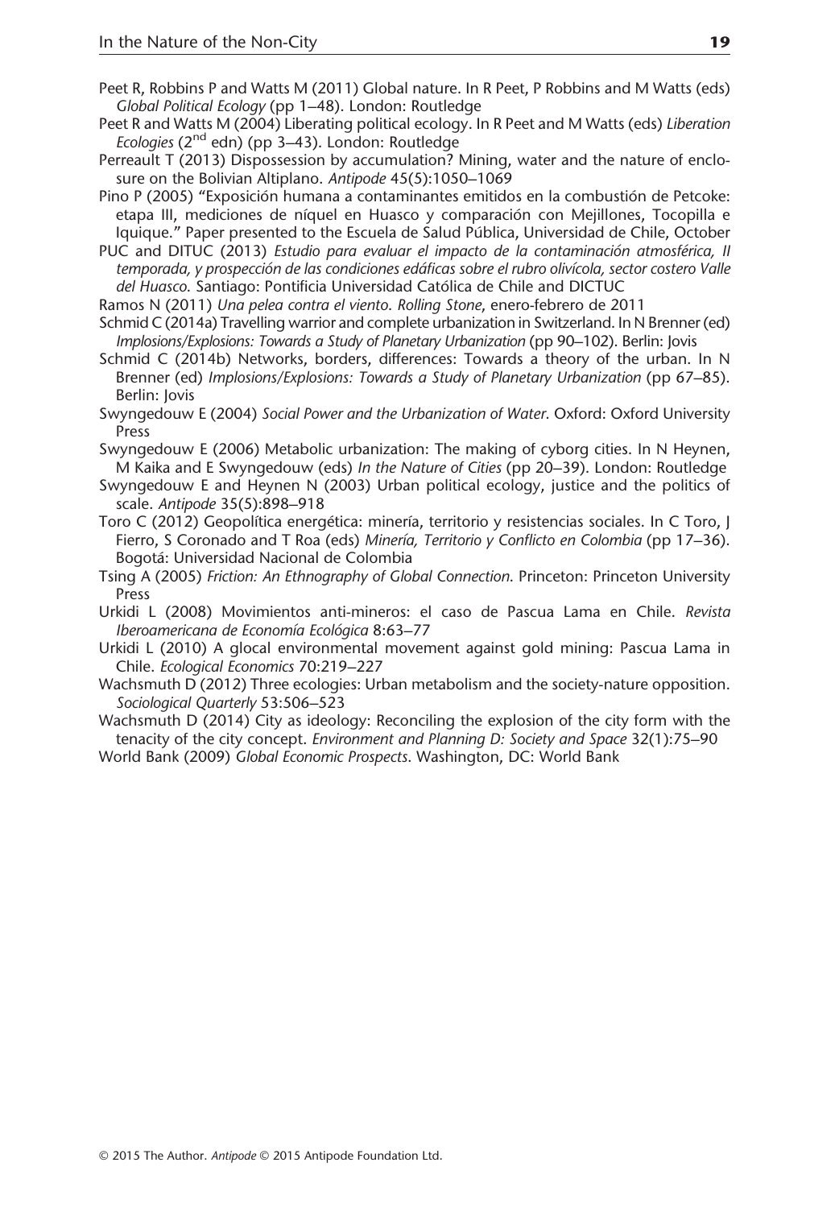Peet R, Robbins P and Watts M (2011) Global nature. In R Peet, P Robbins and M Watts (eds) *Global Political Ecology* (pp 1–48). London: Routledge

Peet R and Watts M (2004) Liberating political ecology. In R Peet and M Watts (eds) *Liberation Ecologies* (2nd edn) (pp 3–43). London: Routledge

Perreault T (2013) Dispossession by accumulation? Mining, water and the nature of enclosure on the Bolivian Altiplano. *Antipode* 45(5):1050–1069

Pino P (2005) "Exposición humana a contaminantes emitidos en la combustión de Petcoke: etapa III, mediciones de níquel en Huasco y comparación con Mejillones, Tocopilla e Iquique." Paper presented to the Escuela de Salud Pública, Universidad de Chile, October

PUC and DITUC (2013) *Estudio para evaluar el impacto de la contaminación atmosférica, II temporada, y prospección de las condiciones edáficas sobre el rubro olivícola, sector costero Valle del Huasco*. Santiago: Pontificia Universidad Católica de Chile and DICTUC

Ramos N (2011) *Una pelea contra el viento*. *Rolling Stone*, enero-febrero de 2011

Schmid C (2014a) Travelling warrior and complete urbanization in Switzerland. In N Brenner (ed) *Implosions/Explosions: Towards a Study of Planetary Urbanization* (pp 90–102). Berlin: Jovis

Schmid C (2014b) Networks, borders, differences: Towards a theory of the urban. In N Brenner (ed) *Implosions/Explosions: Towards a Study of Planetary Urbanization* (pp 67–85). Berlin: Jovis

Swyngedouw E (2004) *Social Power and the Urbanization of Water*. Oxford: Oxford University Press

Swyngedouw E (2006) Metabolic urbanization: The making of cyborg cities. In N Heynen, M Kaika and E Swyngedouw (eds) *In the Nature of Cities* (pp 20–39). London: Routledge

Swyngedouw E and Heynen N (2003) Urban political ecology, justice and the politics of scale. *Antipode* 35(5):898–918

Toro C (2012) Geopolítica energética: minería, territorio y resistencias sociales. In C Toro, J Fierro, S Coronado and T Roa (eds) *Minería, Territorio y Conflicto en Colombia* (pp 17–36). Bogotá: Universidad Nacional de Colombia

Tsing A (2005) *Friction: An Ethnography of Global Connection*. Princeton: Princeton University Press

Urkidi L (2008) Movimientos anti-mineros: el caso de Pascua Lama en Chile. *Revista Iberoamericana de Economía Ecológica* 8:63–77

Urkidi L (2010) A glocal environmental movement against gold mining: Pascua Lama in Chile. *Ecological Economics* 70:219–227

Wachsmuth D (2012) Three ecologies: Urban metabolism and the society-nature opposition. *Sociological Quarterly* 53:506–523

Wachsmuth D (2014) City as ideology: Reconciling the explosion of the city form with the tenacity of the city concept. *Environment and Planning D: Society and Space* 32(1):75–90

World Bank (2009) *Global Economic Prospects*. Washington, DC: World Bank